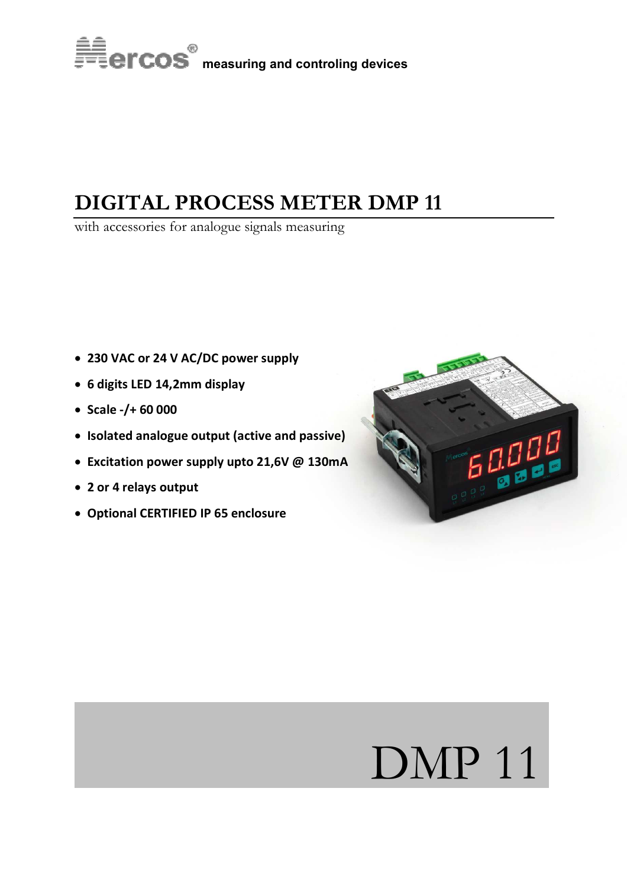Mercos® measuring and controling devices

# DIGITAL PROCESS METER DMP 11

with accessories for analogue signals measuring

- **230 VAC or 24 V AC/DC power supply**
- **6 digits LED 14,2mm display**
- **Scale -/+ 60 000**
- **Isolated analogue output (active and passive)**
- **Excitation power supply upto 21,6V @ 130mA**
- **2 or 4 relays output**
- **Optional CERTIFIED IP 65 enclosure**

DMP 11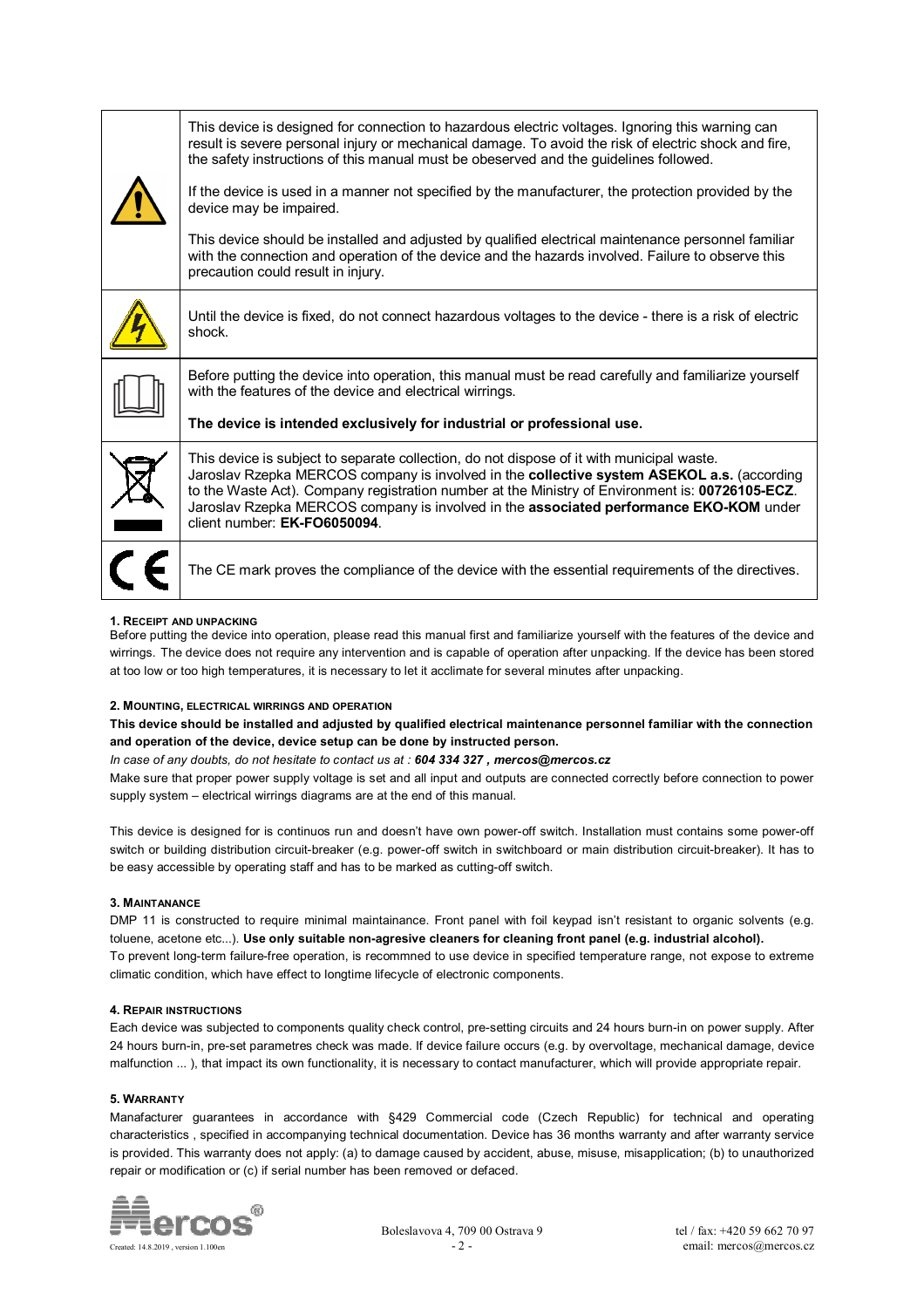| | |
|---|---|
| | This device is designed for connection to hazardous electric voltages. Ignoring this warning can result is severe personal injury or mechanical damage. To avoid the risk of electric shock and fire, the safety instructions of this manual must be obeserved and the guidelines followed.<br><br>If the device is used in a manner not specified by the manufacturer, the protection provided by the device may be impaired.<br><br>This device should be installed and adjusted by qualified electrical maintenance personnel familiar with the connection and operation of the device and the hazards involved. Failure to observe this precaution could result in injury. |
| | Until the device is fixed, do not connect hazardous voltages to the device - there is a risk of electric shock. |
| | Before putting the device into operation, this manual must be read carefully and familiarize yourself with the features of the device and electrical wirrings.<br><br>**The device is intended exclusively for industrial or professional use.** |
| | This device is subject to separate collection, do not dispose of it with municipal waste. Jaroslav Rzepka MERCOS company is involved in the **collective system ASEKOL a.s.** (according to the Waste Act). Company registration number at the Ministry of Environment is: **00726105-ECZ**. Jaroslav Rzepka MERCOS company is involved in the **associated performance EKO-KOM** under client number: **EK-FO6050094**. |
| CE | The CE mark proves the compliance of the device with the essential requirements of the directives. |

### 1. Receipt and unpacking

Before putting the device into operation, please read this manual first and familiarize yourself with the features of the device and wirrings. The device does not require any intervention and is capable of operation after unpacking. If the device has been stored at too low or too high temperatures, it is necessary to let it acclimate for several minutes after unpacking.

### 2. Mounting, electrical wirrings and operation

**This device should be installed and adjusted by qualified electrical maintenance personnel familiar with the connection and operation of the device, device setup can be done by instructed person.**

*In case of any doubts, do not hesitate to contact us at :* ***604 334 327 , mercos@mercos.cz***

Make sure that proper power supply voltage is set and all input and outputs are connected correctly before connection to power supply system – electrical wirrings diagrams are at the end of this manual.

This device is designed for is continuos run and doesn't have own power-off switch. Installation must contains some power-off switch or building distribution circuit-breaker (e.g. power-off switch in switchboard or main distribution circuit-breaker). It has to be easy accessible by operating staff and has to be marked as cutting-off switch.

### 3. Maintanance

DMP 11 is constructed to require minimal maintainance. Front panel with foil keypad isn't resistant to organic solvents (e.g. toluene, acetone etc...). **Use only suitable non-agresive cleaners for cleaning front panel (e.g. industrial alcohol).**

To prevent long-term failure-free operation, is recommned to use device in specified temperature range, not expose to extreme climatic condition, which have effect to longtime lifecycle of electronic components.

### 4. Repair instructions

Each device was subjected to components quality check control, pre-setting circuits and 24 hours burn-in on power supply. After 24 hours burn-in, pre-set parametres check was made. If device failure occurs (e.g. by overvoltage, mechanical damage, device malfunction ... ), that impact its own functionality, it is necessary to contact manufacturer, which will provide appropriate repair.

### 5. Warranty

Manafacturer guarantees in accordance with §429 Commercial code (Czech Republic) for technical and operating characteristics , specified in accompanying technical documentation. Device has 36 months warranty and after warranty service is provided. This warranty does not apply: (a) to damage caused by accident, abuse, misuse, misapplication; (b) to unauthorized repair or modification or (c) if serial number has been removed or defaced.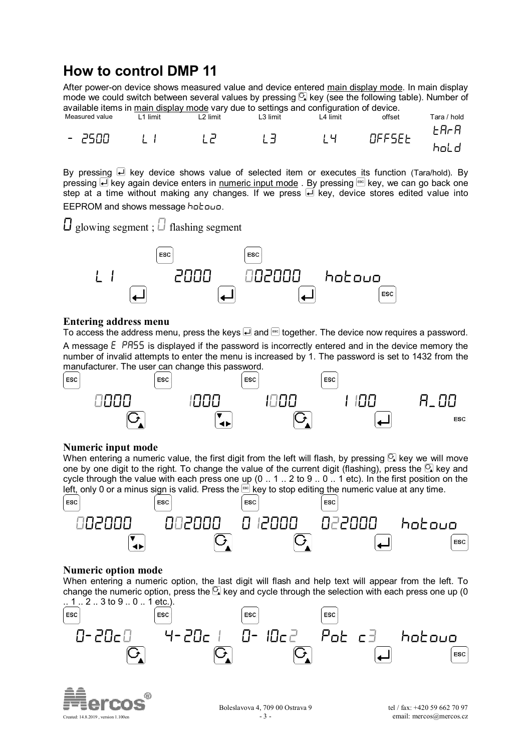# How to control DMP 11

After power-on device shows measured value and device entered main display mode. In main display mode we could switch between several values by pressing key (see the following table). Number of available items in main display mode vary due to settings and configuration of device.

| Measured value | L1 limit | L2 limit | L3 limit | L4 limit | offset | Tara / hold |
|---|---|---|---|---|---|---|
| - 2500 | L 1 | L2 | L3 | L4 | OFFSEt | tArA hold |

By pressing ↵ key device shows value of selected item or executes its function (Tara/hold). By pressing ↵ key again device enters in numeric input mode . By pressing ESC key, we can go back one step at a time without making any changes. If we press ↵ key, device stores edited value into EEPROM and shows message hotovo.

0 glowing segment ; 0 flashing segment

L 1 → ↵ → 2000 → ↵ → 002000 → ↵ → hotovo (ESC)

### Entering address menu

To access the address menu, press the keys ↵ and ESC together. The device now requires a password. A message E PASS is displayed if the password is incorrectly entered and in the device memory the number of invalid attempts to enter the menu is increased by 1. The password is set to 1432 from the manufacturer. The user can change this password.

0000 → 1000 → 1000 → 1100 → ↵ → A_00

### Numeric input mode

When entering a numeric value, the first digit from the left will flash, by pressing key we will move one by one digit to the right. To change the value of the current digit (flashing), press the key and cycle through the value with each press one up (0 .. 1 .. 2 to 9 .. 0 .. 1 etc). In the first position on the left, only 0 or a minus sign is valid. Press the ESC key to stop editing the numeric value at any time.

002000 → 002000 → 012000 → 022000 → ↵ → hotovo

### Numeric option mode

When entering a numeric option, the last digit will flash and help text will appear from the left. To change the numeric option, press the key and cycle through the selection with each press one up (0 .. 1 .. 2 .. 3 to 9 .. 0 .. 1 etc.).

0-20c0 → 4-20c 1 → 0- 10c2 → Pot c3 → ↵ → hotovo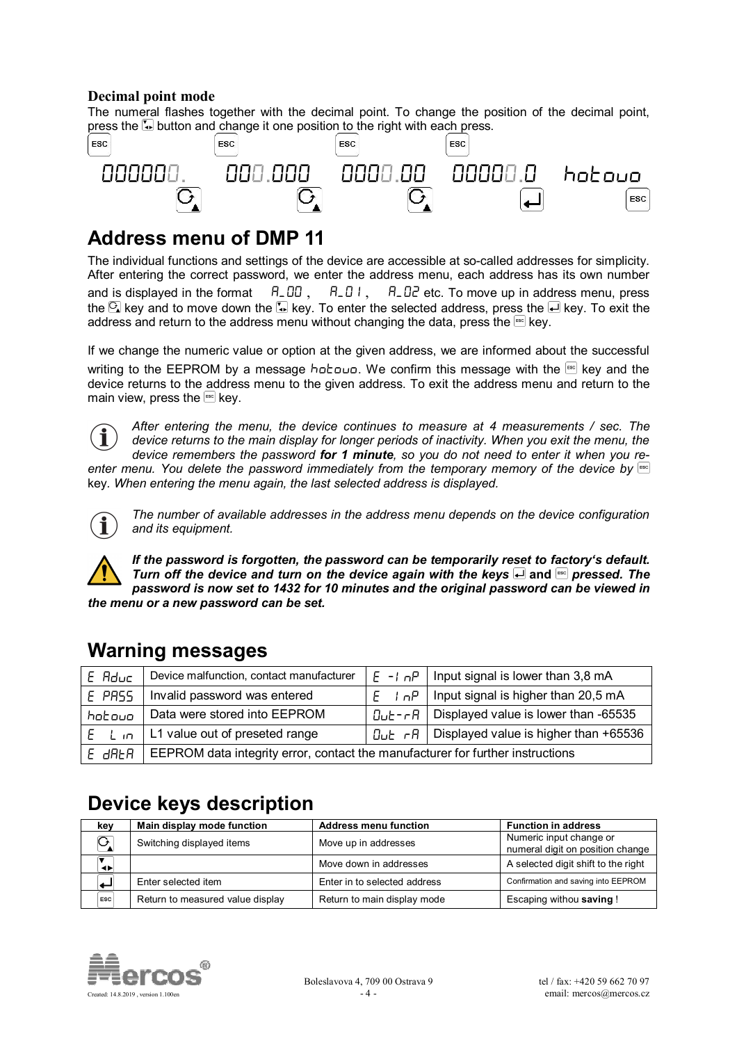### Decimal point mode

The numeral flashes together with the decimal point. To change the position of the decimal point, press the [▼◄►] button and change it one position to the right with each press.

ESC ESC ESC ESC

000000. 000.000 0000.00 00000.0 hotovo

[↻] [↻] [↻] [↵] [ESC]

## Address menu of DMP 11

The individual functions and settings of the device are accessible at so-called addresses for simplicity. After entering the correct password, we enter the address menu, each address has its own number and is displayed in the format A_00, A_01, A_02 etc. To move up in address menu, press the [↻] key and to move down the [▼◄►] key. To enter the selected address, press the [↵] key. To exit the address and return to the address menu without changing the data, press the [ESC] key.

If we change the numeric value or option at the given address, we are informed about the successful writing to the EEPROM by a message hotovo. We confirm this message with the [ESC] key and the device returns to the address menu to the given address. To exit the address menu and return to the main view, press the [ESC] key.

*After entering the menu, the device continues to measure at 4 measurements / sec. The device returns to the main display for longer periods of inactivity. When you exit the menu, the device remembers the password **for 1 minute**, so you do not need to enter it when you re-enter menu. You delete the password immediately from the temporary memory of the device by* [ESC] key. *When entering the menu again, the last selected address is displayed.*

*The number of available addresses in the address menu depends on the device configuration and its equipment.*

***If the password is forgotten, the password can be temporarily reset to factory's default. Turn off the device and turn on the device again with the keys [↵] and [ESC] pressed. The password is now set to 1432 for 10 minutes and the original password can be viewed in the menu or a new password can be set.***

## Warning messages

| | | | |
|---|---|---|---|
| E Aduc | Device malfunction, contact manufacturer | E -InP | Input signal is lower than 3,8 mA |
| E PASS | Invalid password was entered | E InP | Input signal is higher than 20,5 mA |
| hotovo | Data were stored into EEPROM | Out-rA | Displayed value is lower than -65535 |
| E Lin | L1 value out of preseted range | Out rA | Displayed value is higher than +65536 |
| E dAtA | EEPROM data integrity error, contact the manufacturer for further instructions | | |

## Device keys description

| key | Main display mode function | Address menu function | Function in address |
|---|---|---|---|
| [↻] | Switching displayed items | Move up in addresses | Numeric input change or numeral digit on position change |
| [▼◄►] | | Move down in addresses | A selected digit shift to the right |
| [↵] | Enter selected item | Enter in to selected address | Confirmation and saving into EEPROM |
| [ESC] | Return to measured value display | Return to main display mode | Escaping withou **saving** ! |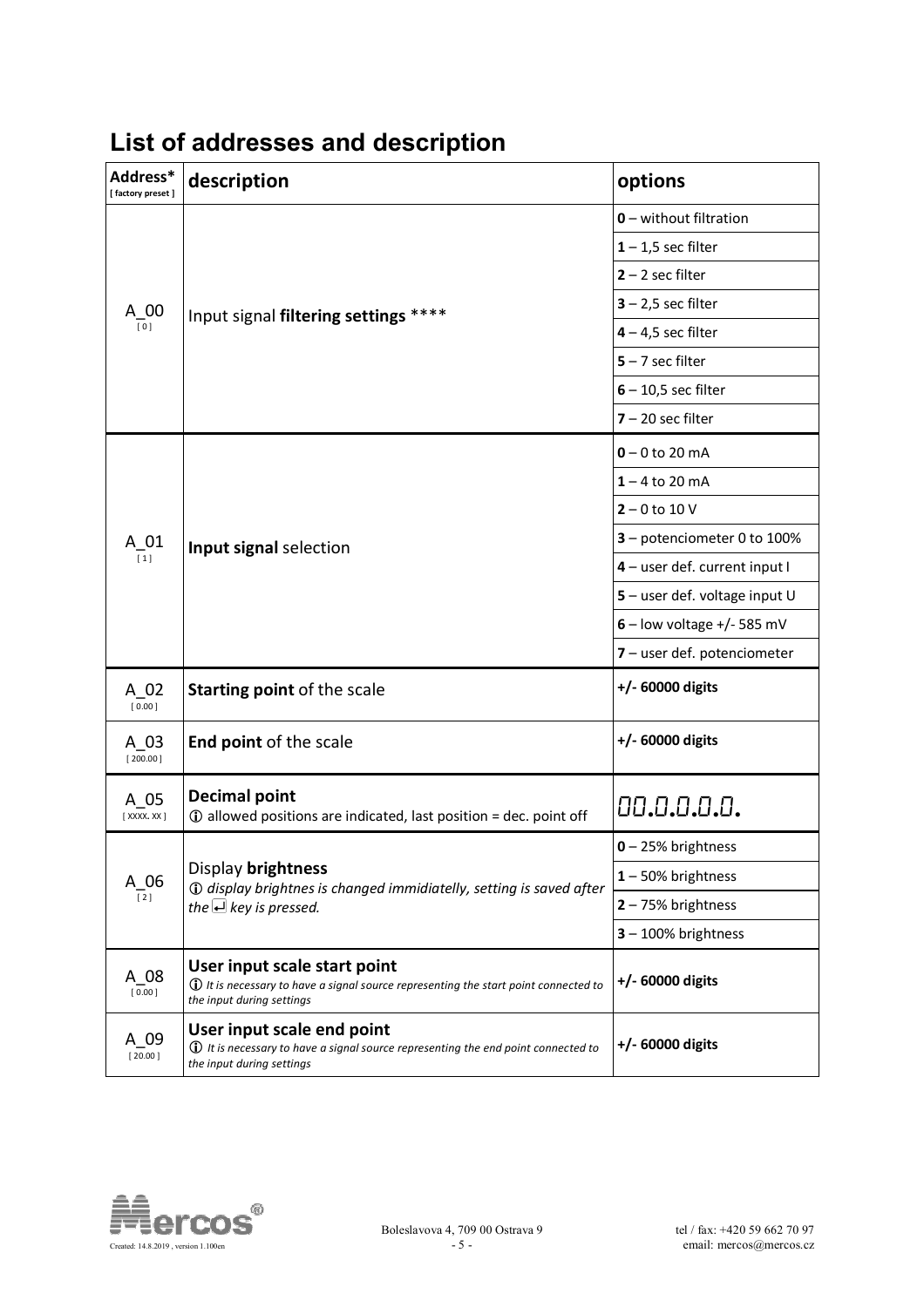## List of addresses and description

| Address* [ factory preset ] | description | options |
|---|---|---|
| A_00 [ 0 ] | Input signal **filtering settings** **** | **0** – without filtration |
| | | **1** – 1,5 sec filter |
| | | **2** – 2 sec filter |
| | | **3** – 2,5 sec filter |
| | | **4** – 4,5 sec filter |
| | | **5** – 7 sec filter |
| | | **6** – 10,5 sec filter |
| | | **7** – 20 sec filter |
| A_01 [ 1 ] | **Input signal** selection | **0** – 0 to 20 mA |
| | | **1** – 4 to 20 mA |
| | | **2** – 0 to 10 V |
| | | **3** – potenciometer 0 to 100% |
| | | **4** – user def. current input I |
| | | **5** – user def. voltage input U |
| | | **6** – low voltage +/- 585 mV |
| | | **7** – user def. potenciometer |
| A_02 [ 0.00 ] | **Starting point** of the scale | **+/- 60000 digits** |
| A_03 [ 200.00 ] | **End point** of the scale | **+/- 60000 digits** |
| A_05 [ XXXX. XX ] | **Decimal point** ⓘ allowed positions are indicated, last position = dec. point off | 00.0.0.0.0. |
| A_06 [ 2 ] | Display **brightness** ⓘ *display brightnes is changed immidiatelly, setting is saved after the ↵ key is pressed.* | **0** – 25% brightness |
| | | **1** – 50% brightness |
| | | **2** – 75% brightness |
| | | **3** – 100% brightness |
| A_08 [ 0.00 ] | **User input scale start point** ⓘ *It is necessary to have a signal source representing the start point connected to the input during settings* | **+/- 60000 digits** |
| A_09 [ 20.00 ] | **User input scale end point** ⓘ *It is necessary to have a signal source representing the end point connected to the input during settings* | **+/- 60000 digits** |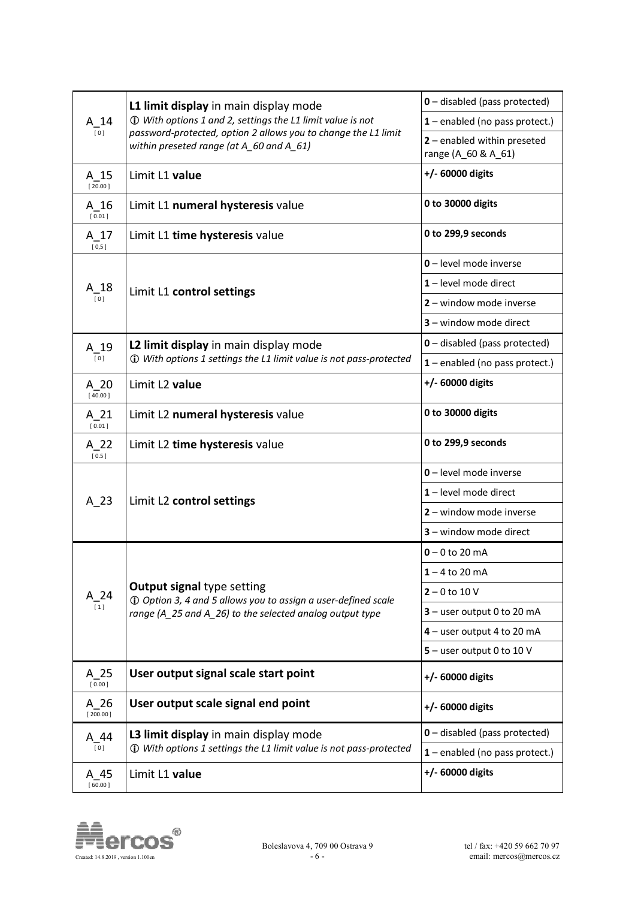| | | |
|---|---|---|
| A_14 [ 0 ] | **L1 limit display** in main display mode ⓘ *With options 1 and 2, settings the L1 limit value is not password-protected, option 2 allows you to change the L1 limit within preseted range (at A_60 and A_61)* | **0** – disabled (pass protected) |
| | | **1** – enabled (no pass protect.) |
| | | **2** – enabled within preseted range (A_60 & A_61) |
| A_15 [ 20.00 ] | Limit L1 **value** | **+/- 60000 digits** |
| A_16 [ 0.01 ] | Limit L1 **numeral hysteresis** value | **0 to 30000 digits** |
| A_17 [ 0,5 ] | Limit L1 **time hysteresis** value | **0 to 299,9 seconds** |
| A_18 [ 0 ] | Limit L1 **control settings** | **0** – level mode inverse |
| | | **1** – level mode direct |
| | | **2** – window mode inverse |
| | | **3** – window mode direct |
| A_19 [ 0 ] | **L2 limit display** in main display mode ⓘ *With options 1 settings the L1 limit value is not pass-protected* | **0** – disabled (pass protected) |
| | | **1** – enabled (no pass protect.) |
| A_20 [ 40.00 ] | Limit L2 **value** | **+/- 60000 digits** |
| A_21 [ 0.01 ] | Limit L2 **numeral hysteresis** value | **0 to 30000 digits** |
| A_22 [ 0.5 ] | Limit L2 **time hysteresis** value | **0 to 299,9 seconds** |
| A_23 | Limit L2 **control settings** | **0** – level mode inverse |
| | | **1** – level mode direct |
| | | **2** – window mode inverse |
| | | **3** – window mode direct |
| A_24 [ 1 ] | **Output signal** type setting ⓘ *Option 3, 4 and 5 allows you to assign a user-defined scale range (A_25 and A_26) to the selected analog output type* | **0** – 0 to 20 mA |
| | | **1** – 4 to 20 mA |
| | | **2** – 0 to 10 V |
| | | **3** – user output 0 to 20 mA |
| | | **4** – user output 4 to 20 mA |
| | | **5** – user output 0 to 10 V |
| A_25 [ 0.00 ] | **User output signal scale start point** | **+/- 60000 digits** |
| A_26 [ 200.00 ] | **User output scale signal end point** | **+/- 60000 digits** |
| A_44 [ 0 ] | **L3 limit display** in main display mode ⓘ *With options 1 settings the L1 limit value is not pass-protected* | **0** – disabled (pass protected) |
| | | **1** – enabled (no pass protect.) |
| A_45 [ 60.00 ] | Limit L1 **value** | **+/- 60000 digits** |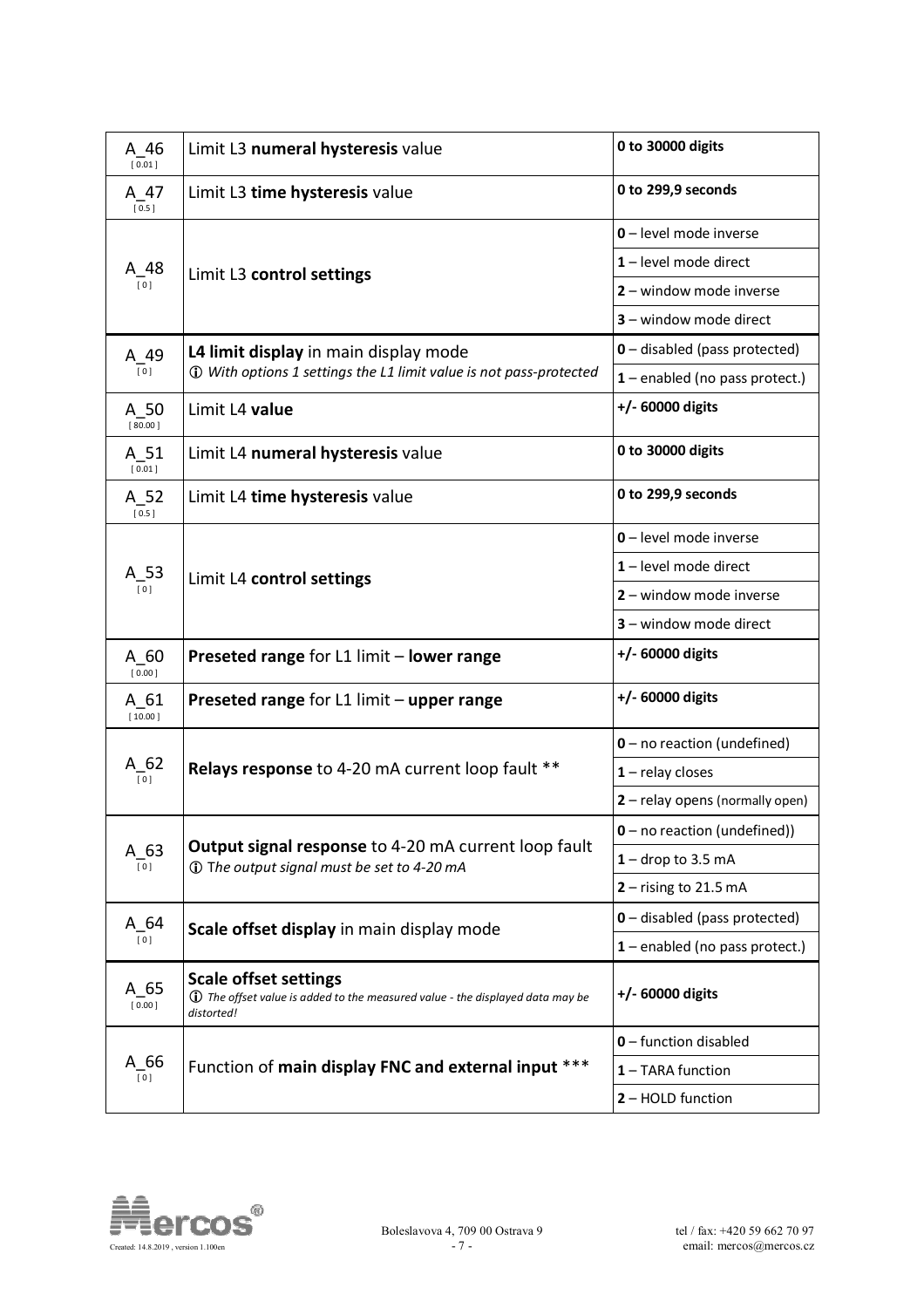| Parameter | Description | Values |
|---|---|---|
| A_46 [ 0.01 ] | Limit L3 **numeral hysteresis** value | **0 to 30000 digits** |
| A_47 [ 0.5 ] | Limit L3 **time hysteresis** value | **0 to 299,9 seconds** |
| A_48 [ 0 ] | Limit L3 **control settings** | **0** – level mode inverse |
| | | **1** – level mode direct |
| | | **2** – window mode inverse |
| | | **3** – window mode direct |
| A_49 [ 0 ] | **L4 limit display** in main display mode ⓘ *With options 1 settings the L1 limit value is not pass-protected* | **0** – disabled (pass protected) |
| | | **1** – enabled (no pass protect.) |
| A_50 [ 80.00 ] | Limit L4 **value** | **+/- 60000 digits** |
| A_51 [ 0.01 ] | Limit L4 **numeral hysteresis** value | **0 to 30000 digits** |
| A_52 [ 0.5 ] | Limit L4 **time hysteresis** value | **0 to 299,9 seconds** |
| A_53 [ 0 ] | Limit L4 **control settings** | **0** – level mode inverse |
| | | **1** – level mode direct |
| | | **2** – window mode inverse |
| | | **3** – window mode direct |
| A_60 [ 0.00 ] | **Preseted range** for L1 limit – **lower range** | **+/- 60000 digits** |
| A_61 [ 10.00 ] | **Preseted range** for L1 limit – **upper range** | **+/- 60000 digits** |
| A_62 [ 0 ] | **Relays response** to 4-20 mA current loop fault ** | **0** – no reaction (undefined) |
| | | **1** – relay closes |
| | | **2** – relay opens (normally open) |
| A_63 [ 0 ] | **Output signal response** to 4-20 mA current loop fault ⓘ *The output signal must be set to 4-20 mA* | **0** – no reaction (undefined)) |
| | | **1** – drop to 3.5 mA |
| | | **2** – rising to 21.5 mA |
| A_64 [ 0 ] | **Scale offset display** in main display mode | **0** – disabled (pass protected) |
| | | **1** – enabled (no pass protect.) |
| A_65 [ 0.00 ] | **Scale offset settings** ⓘ *The offset value is added to the measured value - the displayed data may be distorted!* | **+/- 60000 digits** |
| A_66 [ 0 ] | Function of **main display FNC and external input** *** | **0** – function disabled |
| | | **1** – TARA function |
| | | **2** – HOLD function |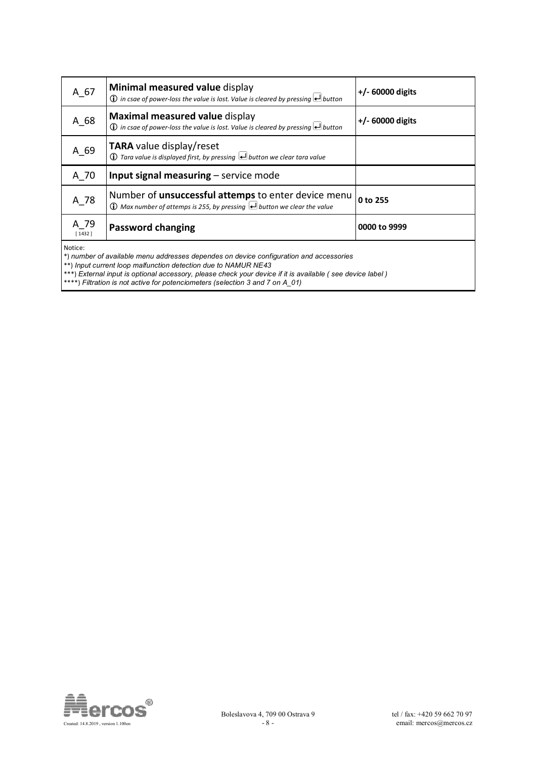| | | |
|---|---|---|
| A_67 | **Minimal measured value** display<br>ⓘ *in csae of power-loss the value is lost. Value is cleared by pressing ↵ button* | **+/- 60000 digits** |
| A_68 | **Maximal measured value** display<br>ⓘ *in csae of power-loss the value is lost. Value is cleared by pressing ↵ button* | **+/- 60000 digits** |
| A_69 | **TARA** value display/reset<br>ⓘ *Tara value is displayed first, by pressing ↵ button we clear tara value* | |
| A_70 | **Input signal measuring** – service mode | |
| A_78 | Number of **unsuccessful attemps** to enter device menu<br>ⓘ *Max number of attemps is 255, by pressing ↵ button we clear the value* | **0 to 255** |
| A_79<br>[ 1432 ] | **Password changing** | **0000 to 9999** |

Notice:

*) *number of available menu addresses dependes on device configuration and accessories*

**) *Input current loop malfunction detection due to NAMUR NE43*

***) *External input is optional accessory, please check your device if it is available ( see device label )*

****) *Filtration is not active for potenciometers (selection 3 and 7 on A_01)*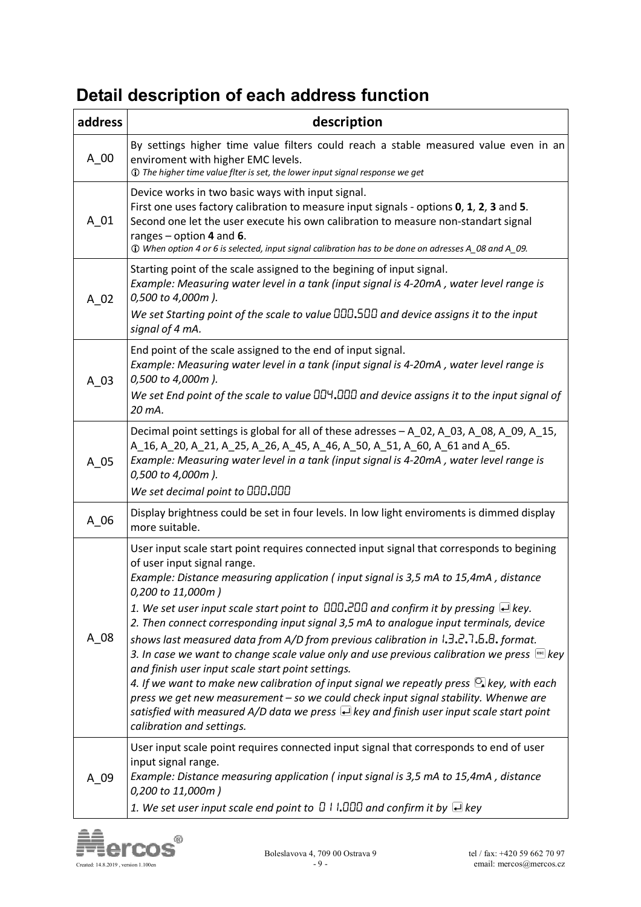## Detail description of each address function

| address | description |
|---|---|
| A_00 | By settings higher time value filters could reach a stable measured value even in an enviroment with higher EMC levels.<br>*ⓘ The higher time value flter is set, the lower input signal response we get* |
| A_01 | Device works in two basic ways with input signal.<br>First one uses factory calibration to measure input signals - options **0**, **1**, **2**, **3** and **5**.<br>Second one let the user execute his own calibration to measure non-standart signal ranges – option **4** and **6**.<br>*ⓘ When option 4 or 6 is selected, input signal calibration has to be done on adresses A_08 and A_09.* |
| A_02 | Starting point of the scale assigned to the begining of input signal.<br>*Example: Measuring water level in a tank (input signal is 4-20mA , water level range is 0,500 to 4,000m ).*<br>*We set Starting point of the scale to value 000.500 and device assigns it to the input signal of 4 mA.* |
| A_03 | End point of the scale assigned to the end of input signal.<br>*Example: Measuring water level in a tank (input signal is 4-20mA , water level range is 0,500 to 4,000m ).*<br>*We set End point of the scale to value 004.000 and device assigns it to the input signal of 20 mA.* |
| A_05 | Decimal point settings is global for all of these adresses – A_02, A_03, A_08, A_09, A_15, A_16, A_20, A_21, A_25, A_26, A_45, A_46, A_50, A_51, A_60, A_61 and A_65.<br>*Example: Measuring water level in a tank (input signal is 4-20mA , water level range is 0,500 to 4,000m ).*<br>*We set decimal point to 000.000* |
| A_06 | Display brightness could be set in four levels. In low light enviroments is dimmed display more suitable. |
| A_08 | User input scale start point requires connected input signal that corresponds to begining of user input signal range.<br>*Example: Distance measuring application ( input signal is 3,5 mA to 15,4mA , distance 0,200 to 11,000m )*<br>*1. We set user input scale start point to 000.200 and confirm it by pressing ⏎ key.*<br>*2. Then connect corresponding input signal 3,5 mA to analogue input terminals, device shows last measured data from A/D from previous calibration in 1.3.2.7.6.8. format.*<br>*3. In case we want to change scale value only and use previous calibration we press ESC key and finish user input scale start point settings.*<br>*4. If we want to make new calibration of input signal we repeatly press ↻ key, with each press we get new measurement – so we could check input signal stability. Whenwe are satisfied with measured A/D data we press ⏎ key and finish user input scale start point calibration and settings.* |
| A_09 | User input scale point requires connected input signal that corresponds to end of user input signal range.<br>*Example: Distance measuring application ( input signal is 3,5 mA to 15,4mA , distance 0,200 to 11,000m )*<br>*1. We set user input scale end point to 011.000 and confirm it by ⏎ key* |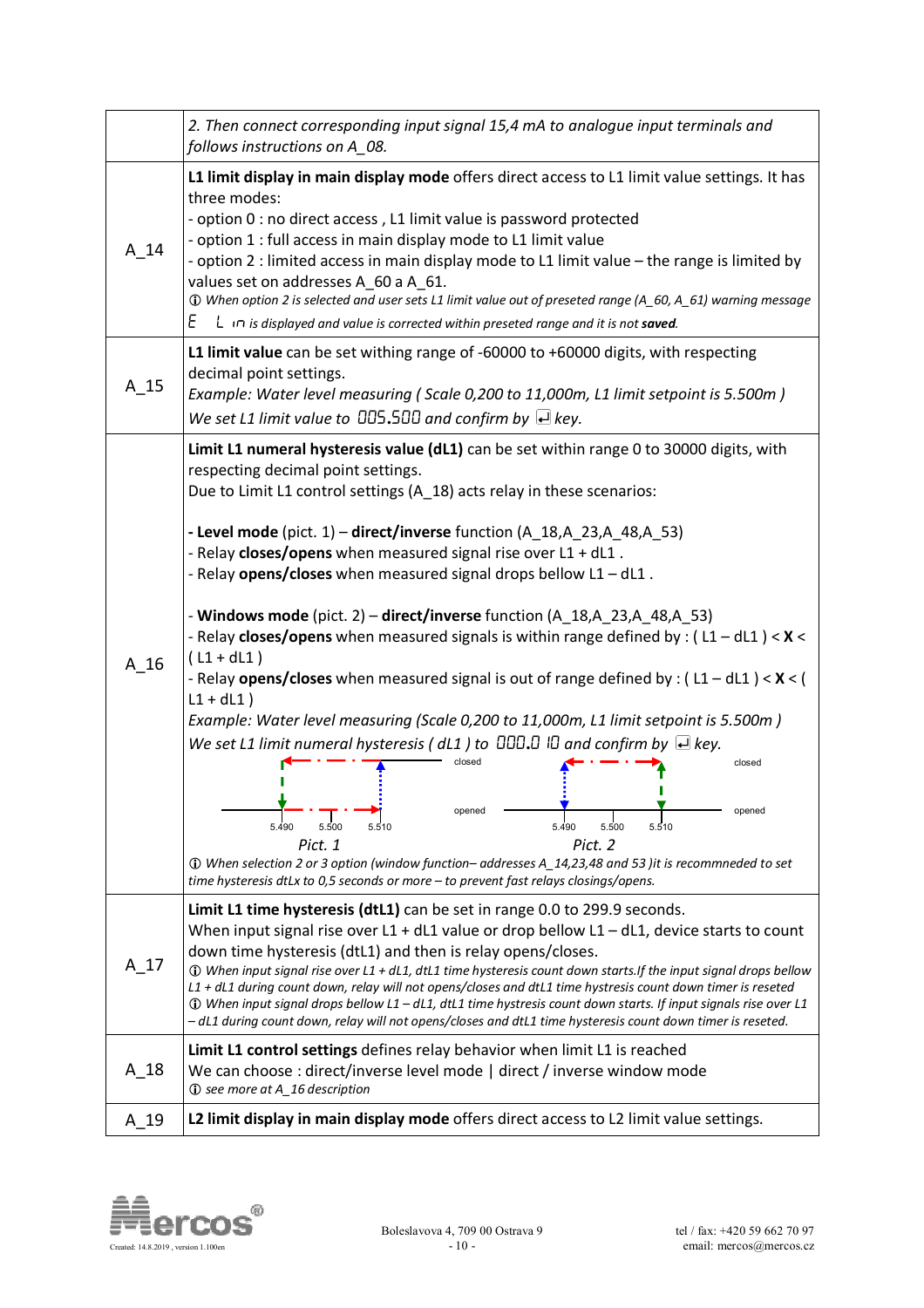| | |
|---|---|
| | *2. Then connect corresponding input signal 15,4 mA to analogue input terminals and follows instructions on A_08.* |
| A_14 | **L1 limit display in main display mode** offers direct access to L1 limit value settings. It has three modes:<br>- option 0 : no direct access , L1 limit value is password protected<br>- option 1 : full access in main display mode to L1 limit value<br>- option 2 : limited access in main display mode to L1 limit value – the range is limited by values set on addresses A_60 a A_61.<br>ⓘ *When option 2 is selected and user sets L1 limit value out of preseted range (A_60, A_61) warning message* E L in *is displayed and value is corrected within preseted range and it is not* ***saved****.* |
| A_15 | **L1 limit value** can be set withing range of -60000 to +60000 digits, with respecting decimal point settings.<br>*Example: Water level measuring ( Scale 0,200 to 11,000m, L1 limit setpoint is 5.500m )*<br>*We set L1 limit value to* 005.500 *and confirm by* ↵ *key.* |
| A_16 | **Limit L1 numeral hysteresis value (dL1)** can be set within range 0 to 30000 digits, with respecting decimal point settings.<br>Due to Limit L1 control settings (A_18) acts relay in these scenarios:<br><br>**- Level mode** (pict. 1) – **direct/inverse** function (A_18,A_23,A_48,A_53)<br>- Relay **closes/opens** when measured signal rise over L1 + dL1 .<br>- Relay **opens/closes** when measured signal drops bellow L1 – dL1 .<br><br>- **Windows mode** (pict. 2) – **direct/inverse** function (A_18,A_23,A_48,A_53)<br>- Relay **closes/opens** when measured signals is within range defined by : ( L1 – dL1 ) < **X** < ( L1 + dL1 )<br>- Relay **opens/closes** when measured signal is out of range defined by : ( L1 – dL1 ) < **X** < ( L1 + dL1 )<br>*Example: Water level measuring (Scale 0,200 to 11,000m, L1 limit setpoint is 5.500m )*<br>*We set L1 limit numeral hysteresis ( dL1 ) to* 000.010 *and confirm by* ↵ *key.*<br><br>closed / opened — 5.490 5.500 5.510 *Pict. 1*<br>closed / opened — 5.490 5.500 5.510 *Pict. 2*<br><br>ⓘ *When selection 2 or 3 option (window function– addresses A_14,23,48 and 53 )it is recommneded to set time hysteresis dtLx to 0,5 seconds or more – to prevent fast relays closings/opens.* |
| A_17 | **Limit L1 time hysteresis (dtL1)** can be set in range 0.0 to 299.9 seconds.<br>When input signal rise over L1 + dL1 value or drop bellow L1 – dL1, device starts to count down time hysteresis (dtL1) and then is relay opens/closes.<br>ⓘ *When input signal rise over L1 + dL1, dtL1 time hysteresis count down starts.If the input signal drops bellow L1 + dL1 during count down, relay will not opens/closes and dtL1 time hystresis count down timer is reseted*<br>ⓘ *When input signal drops bellow L1 – dL1, dtL1 time hystresis count down starts. If input signals rise over L1 – dL1 during count down, relay will not opens/closes and dtL1 time hysteresis count down timer is reseted.* |
| A_18 | **Limit L1 control settings** defines relay behavior when limit L1 is reached<br>We can choose : direct/inverse level mode \| direct / inverse window mode<br>ⓘ *see more at A_16 description* |
| A_19 | **L2 limit display in main display mode** offers direct access to L2 limit value settings. |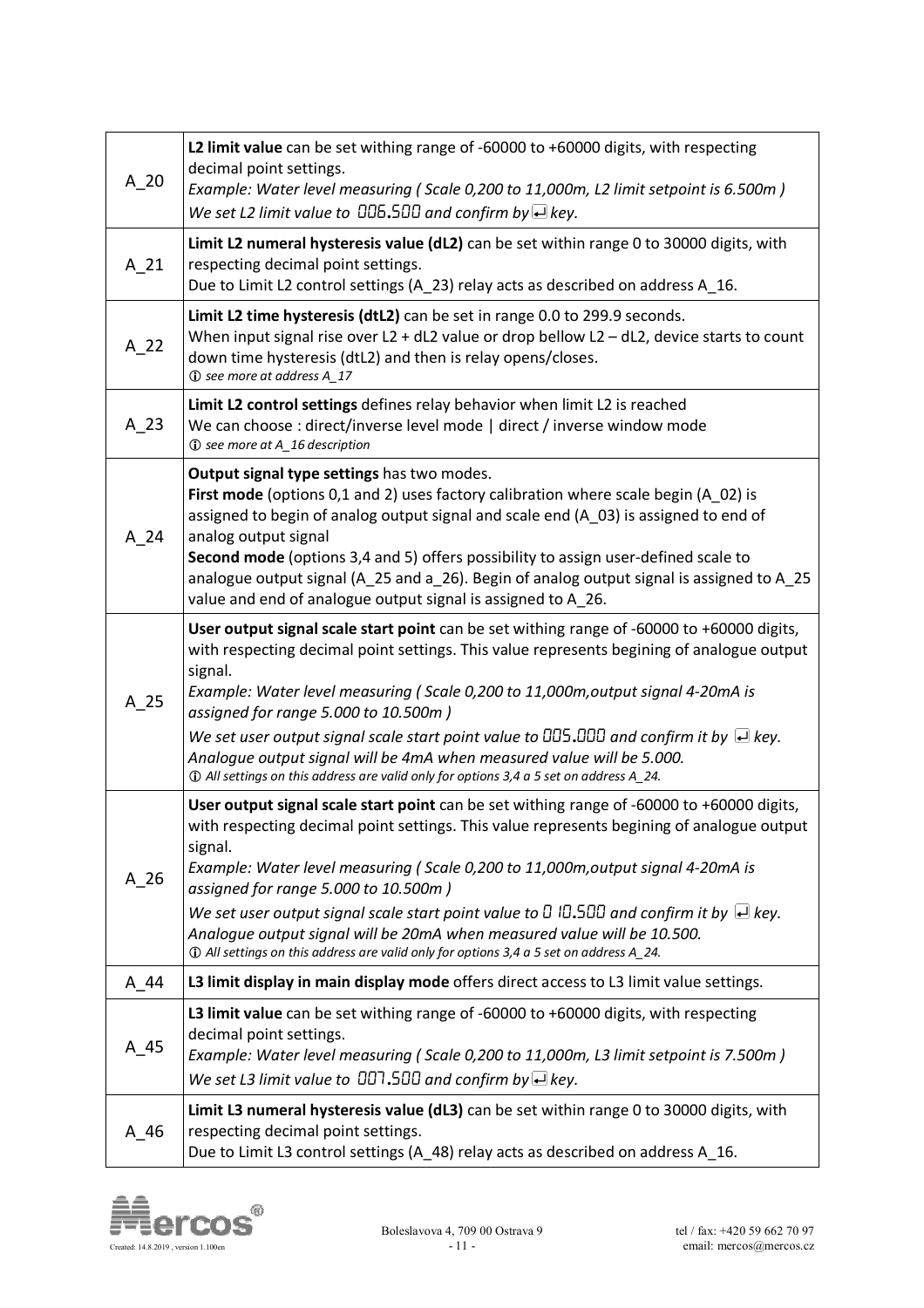| | |
|---|---|
| A_20 | **L2 limit value** can be set withing range of -60000 to +60000 digits, with respecting decimal point settings.<br>*Example: Water level measuring ( Scale 0,200 to 11,000m, L2 limit setpoint is 6.500m )*<br>*We set L2 limit value to 006.500 and confirm by ↵ key.* |
| A_21 | **Limit L2 numeral hysteresis value (dL2)** can be set within range 0 to 30000 digits, with respecting decimal point settings.<br>Due to Limit L2 control settings (A_23) relay acts as described on address A_16. |
| A_22 | **Limit L2 time hysteresis (dtL2)** can be set in range 0.0 to 299.9 seconds.<br>When input signal rise over L2 + dL2 value or drop bellow L2 – dL2, device starts to count down time hysteresis (dtL2) and then is relay opens/closes.<br>ⓘ *see more at address A_17* |
| A_23 | **Limit L2 control settings** defines relay behavior when limit L2 is reached<br>We can choose : direct/inverse level mode \| direct / inverse window mode<br>ⓘ *see more at A_16 description* |
| A_24 | **Output signal type settings** has two modes.<br>**First mode** (options 0,1 and 2) uses factory calibration where scale begin (A_02) is assigned to begin of analog output signal and scale end (A_03) is assigned to end of analog output signal<br>**Second mode** (options 3,4 and 5) offers possibility to assign user-defined scale to analogue output signal (A_25 and a_26). Begin of analog output signal is assigned to A_25 value and end of analogue output signal is assigned to A_26. |
| A_25 | **User output signal scale start point** can be set withing range of -60000 to +60000 digits, with respecting decimal point settings. This value represents begining of analogue output signal.<br>*Example: Water level measuring ( Scale 0,200 to 11,000m,output signal 4-20mA is assigned for range 5.000 to 10.500m )*<br>*We set user output signal scale start point value to 005.000 and confirm it by ↵ key.*<br>*Analogue output signal will be 4mA when measured value will be 5.000.*<br>ⓘ *All settings on this address are valid only for options 3,4 a 5 set on address A_24.* |
| A_26 | **User output signal scale start point** can be set withing range of -60000 to +60000 digits, with respecting decimal point settings. This value represents begining of analogue output signal.<br>*Example: Water level measuring ( Scale 0,200 to 11,000m,output signal 4-20mA is assigned for range 5.000 to 10.500m )*<br>*We set user output signal scale start point value to 010.500 and confirm it by ↵ key.*<br>*Analogue output signal will be 20mA when measured value will be 10.500.*<br>ⓘ *All settings on this address are valid only for options 3,4 a 5 set on address A_24.* |
| A_44 | **L3 limit display in main display mode** offers direct access to L3 limit value settings. |
| A_45 | **L3 limit value** can be set withing range of -60000 to +60000 digits, with respecting decimal point settings.<br>*Example: Water level measuring ( Scale 0,200 to 11,000m, L3 limit setpoint is 7.500m )*<br>*We set L3 limit value to 007.500 and confirm by ↵ key.* |
| A_46 | **Limit L3 numeral hysteresis value (dL3)** can be set within range 0 to 30000 digits, with respecting decimal point settings.<br>Due to Limit L3 control settings (A_48) relay acts as described on address A_16. |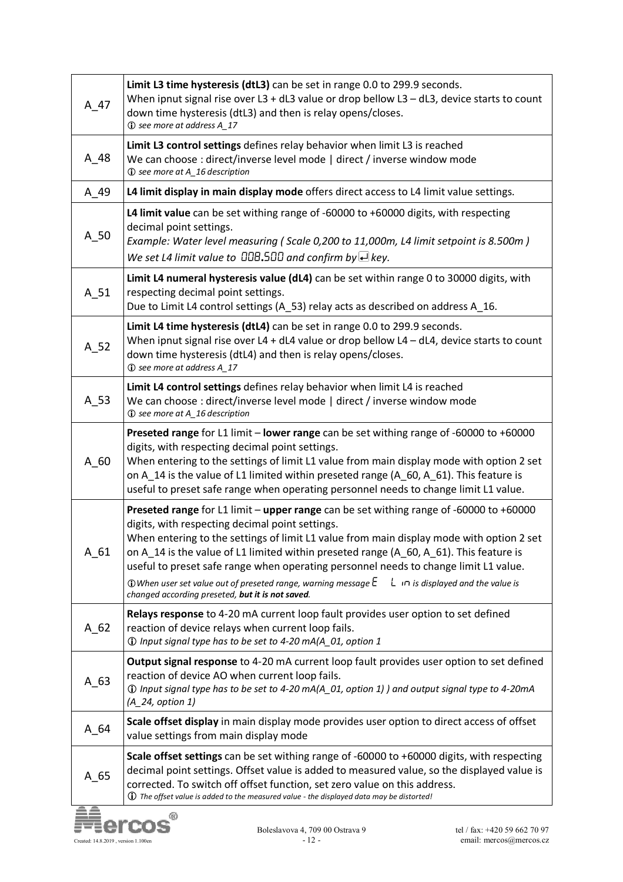| | |
|---|---|
| A_47 | **Limit L3 time hysteresis (dtL3)** can be set in range 0.0 to 299.9 seconds.<br>When ipnut signal rise over L3 + dL3 value or drop bellow L3 – dL3, device starts to count down time hysteresis (dtL3) and then is relay opens/closes.<br>ⓘ *see more at address A_17* |
| A_48 | **Limit L3 control settings** defines relay behavior when limit L3 is reached<br>We can choose : direct/inverse level mode \| direct / inverse window mode<br>ⓘ *see more at A_16 description* |
| A_49 | **L4 limit display in main display mode** offers direct access to L4 limit value settings. |
| A_50 | **L4 limit value** can be set withing range of -60000 to +60000 digits, with respecting decimal point settings.<br>*Example: Water level measuring ( Scale 0,200 to 11,000m, L4 limit setpoint is 8.500m )*<br>*We set L4 limit value to 008.500 and confirm by ↵ key.* |
| A_51 | **Limit L4 numeral hysteresis value (dL4)** can be set within range 0 to 30000 digits, with respecting decimal point settings.<br>Due to Limit L4 control settings (A_53) relay acts as described on address A_16. |
| A_52 | **Limit L4 time hysteresis (dtL4)** can be set in range 0.0 to 299.9 seconds.<br>When ipnut signal rise over L4 + dL4 value or drop bellow L4 – dL4, device starts to count down time hysteresis (dtL4) and then is relay opens/closes.<br>ⓘ *see more at address A_17* |
| A_53 | **Limit L4 control settings** defines relay behavior when limit L4 is reached<br>We can choose : direct/inverse level mode \| direct / inverse window mode<br>ⓘ *see more at A_16 description* |
| A_60 | **Preseted range** for L1 limit – **lower range** can be set withing range of -60000 to +60000 digits, with respecting decimal point settings.<br>When entering to the settings of limit L1 value from main display mode with option 2 set on A_14 is the value of L1 limited within preseted range (A_60, A_61). This feature is useful to preset safe range when operating personnel needs to change limit L1 value. |
| A_61 | **Preseted range** for L1 limit – **upper range** can be set withing range of -60000 to +60000 digits, with respecting decimal point settings.<br>When entering to the settings of limit L1 value from main display mode with option 2 set on A_14 is the value of L1 limited within preseted range (A_60, A_61). This feature is useful to preset safe range when operating personnel needs to change limit L1 value.<br>ⓘ*When user set value out of preseted range, warning message E L in is displayed and the value is changed according preseted, **but it is not saved**.* |
| A_62 | **Relays response** to 4-20 mA current loop fault provides user option to set defined reaction of device relays when current loop fails.<br>ⓘ *Input signal type has to be set to 4-20 mA(A_01, option 1* |
| A_63 | **Output signal response** to 4-20 mA current loop fault provides user option to set defined reaction of device AO when current loop fails.<br>ⓘ *Input signal type has to be set to 4-20 mA(A_01, option 1) ) and output signal type to 4-20mA (A_24, option 1)* |
| A_64 | **Scale offset display** in main display mode provides user option to direct access of offset value settings from main display mode |
| A_65 | **Scale offset settings** can be set withing range of -60000 to +60000 digits, with respecting decimal point settings. Offset value is added to measured value, so the displayed value is corrected. To switch off offset function, set zero value on this address.<br>ⓘ *The offset value is added to the measured value - the displayed data may be distorted!* |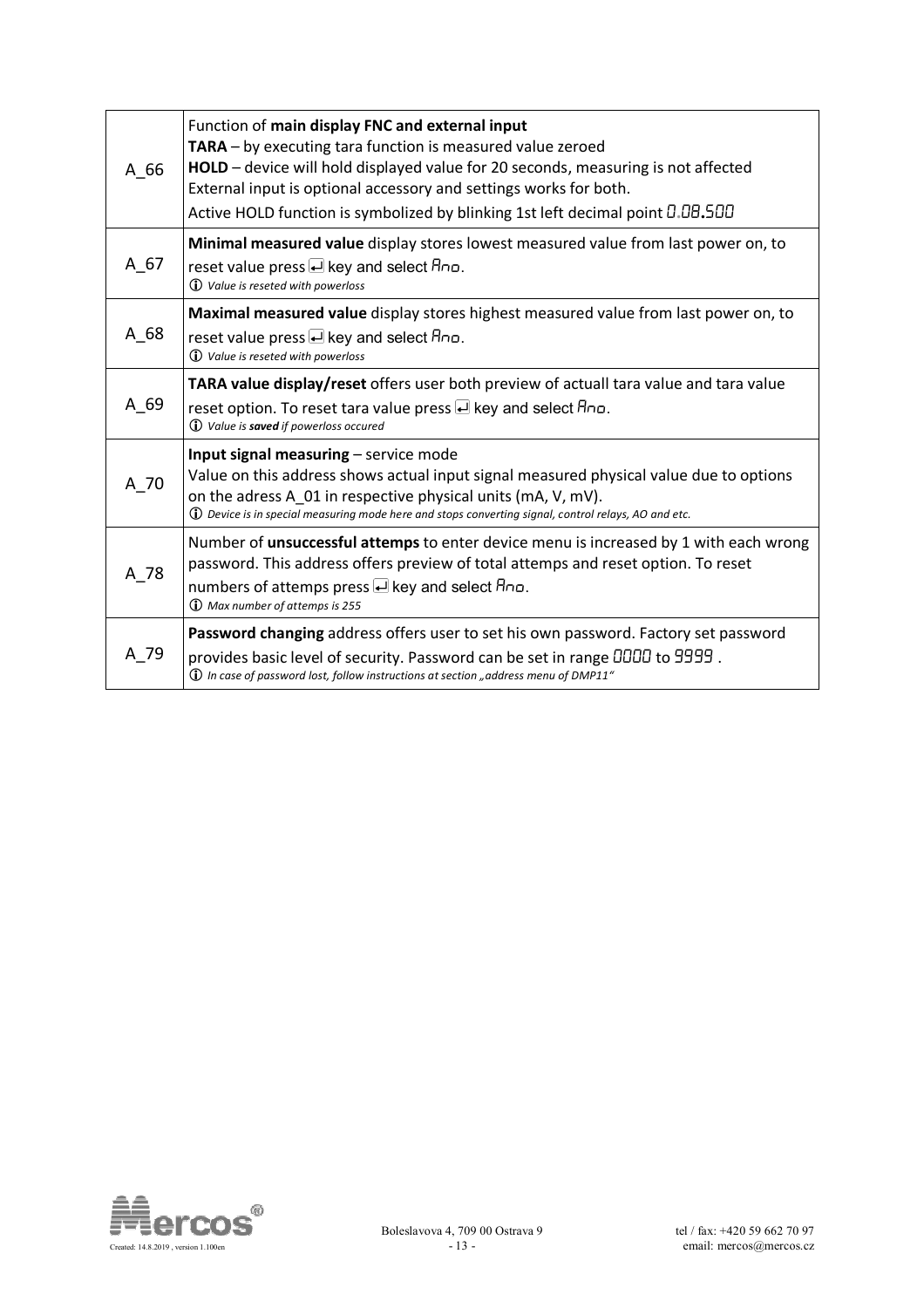| | |
|---|---|
| A_66 | Function of **main display FNC and external input**<br>**TARA** – by executing tara function is measured value zeroed<br>**HOLD** – device will hold displayed value for 20 seconds, measuring is not affected<br>External input is optional accessory and settings works for both.<br>Active HOLD function is symbolized by blinking 1st left decimal point 0.08.500 |
| A_67 | **Minimal measured value** display stores lowest measured value from last power on, to reset value press ↵ key and select Ano.<br>ⓘ *Value is reseted with powerloss* |
| A_68 | **Maximal measured value** display stores highest measured value from last power on, to reset value press ↵ key and select Ano.<br>ⓘ *Value is reseted with powerloss* |
| A_69 | **TARA value display/reset** offers user both preview of actuall tara value and tara value reset option. To reset tara value press ↵ key and select Ano.<br>ⓘ *Value is **saved** if powerloss occured* |
| A_70 | **Input signal measuring** – service mode<br>Value on this address shows actual input signal measured physical value due to options on the adress A_01 in respective physical units (mA, V, mV).<br>ⓘ *Device is in special measuring mode here and stops converting signal, control relays, AO and etc.* |
| A_78 | Number of **unsuccessful attemps** to enter device menu is increased by 1 with each wrong password. This address offers preview of total attemps and reset option. To reset numbers of attemps press ↵ key and select Ano.<br>ⓘ *Max number of attemps is 255* |
| A_79 | **Password changing** address offers user to set his own password. Factory set password provides basic level of security. Password can be set in range 0000 to 9999 .<br>ⓘ *In case of password lost, follow instructions at section „address menu of DMP11"* |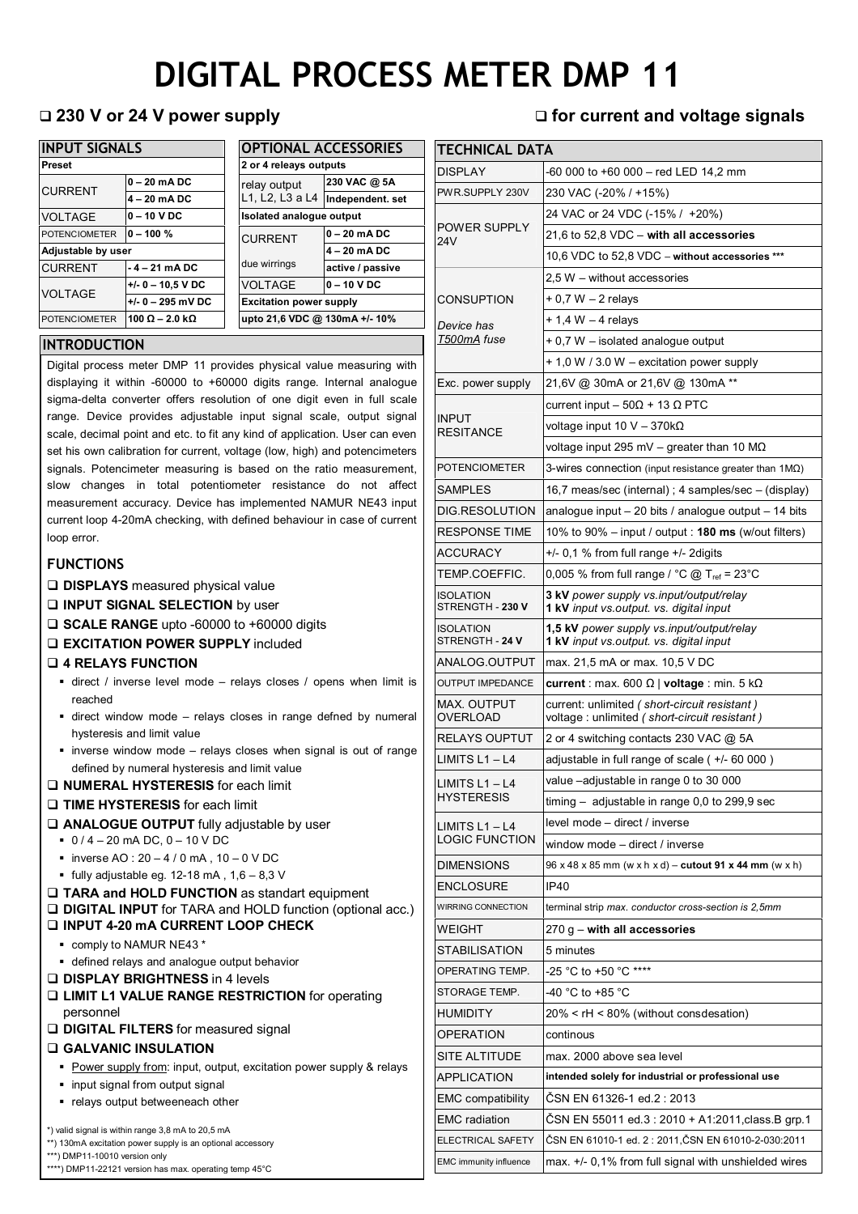# DIGITAL PROCESS METER DMP 11

❑ **230 V or 24 V power supply** ❑ **for current and voltage signals**

## INPUT SIGNALS

| **Preset** | |
|---|---|
| CURRENT | **0 – 20 mA DC** |
| | **4 – 20 mA DC** |
| VOLTAGE | **0 – 10 V DC** |
| POTENCIOMETER | **0 – 100 %** |
| **Adjustable by user** | |
| CURRENT | **- 4 – 21 mA DC** |
| VOLTAGE | **+/- 0 – 10,5 V DC** |
| | **+/- 0 – 295 mV DC** |
| POTENCIOMETER | **100 Ω – 2.0 kΩ** |

## OPTIONAL ACCESSORIES

| **2 or 4 releays outputs** | |
|---|---|
| relay output L1, L2, L3 a L4 | **230 VAC @ 5A** |
| | **Independent. set** |
| **Isolated analogue output** | |
| CURRENT | **0 – 20 mA DC** |
| | **4 – 20 mA DC** |
| due wirrings | **active / passive** |
| VOLTAGE | **0 – 10 V DC** |
| **Excitation power supply** | |
| **upto 21,6 VDC @ 130mA +/- 10%** | |

## INTRODUCTION

Digital process meter DMP 11 provides physical value measuring with displaying it within -60000 to +60000 digits range. Internal analogue sigma-delta converter offers resolution of one digit even in full scale range. Device provides adjustable input signal scale, output signal scale, decimal point and etc. to fit any kind of application. User can even set his own calibration for current, voltage (low, high) and potencimeters signals. Potencimeter measuring is based on the ratio measurement, slow changes in total potentiometer resistance do not affect measurement accuracy. Device has implemented NAMUR NE43 input current loop 4-20mA checking, with defined behaviour in case of current loop error.

## FUNCTIONS

- ❑ **DISPLAYS** measured physical value
- ❑ **INPUT SIGNAL SELECTION** by user
- ❑ **SCALE RANGE** upto -60000 to +60000 digits
- ❑ **EXCITATION POWER SUPPLY** included
- ❑ **4 RELAYS FUNCTION**
  - direct / inverse level mode – relays closes / opens when limit is reached
  - direct window mode – relays closes in range defned by numeral hysteresis and limit value
  - inverse window mode – relays closes when signal is out of range defined by numeral hysteresis and limit value
- ❑ **NUMERAL HYSTERESIS** for each limit
- ❑ **TIME HYSTERESIS** for each limit
- ❑ **ANALOGUE OUTPUT** fully adjustable by user
  - 0 / 4 – 20 mA DC, 0 – 10 V DC
  - inverse AO : 20 – 4 / 0 mA , 10 – 0 V DC
  - fully adjustable eg. 12-18 mA , 1,6 – 8,3 V
- ❑ **TARA and HOLD FUNCTION** as standart equipment
- ❑ **DIGITAL INPUT** for TARA and HOLD function (optional acc.)
- ❑ **INPUT 4-20 mA CURRENT LOOP CHECK**
  - comply to NAMUR NE43 *
  - defined relays and analogue output behavior
- ❑ **DISPLAY BRIGHTNESS** in 4 levels
- ❑ **LIMIT L1 VALUE RANGE RESTRICTION** for operating personnel
- ❑ **DIGITAL FILTERS** for measured signal
- ❑ **GALVANIC INSULATION**
  - Power supply from: input, output, excitation power supply & relays
  - input signal from output signal
  - relays output betweeneach other

*) valid signal is within range 3,8 mA to 20,5 mA
**) 130mA excitation power supply is an optional accessory
***) DMP11-10010 version only
****) DMP11-22121 version has max. operating temp 45°C

## TECHNICAL DATA

| | |
|---|---|
| DISPLAY | -60 000 to +60 000 – red LED 14,2 mm |
| PWR.SUPPLY 230V | 230 VAC (-20% / +15%) |
| POWER SUPPLY 24V | 24 VAC or 24 VDC (-15% / +20%) |
| | 21,6 to 52,8 VDC – **with all accessories** |
| | 10,6 VDC to 52,8 VDC – **without accessories \*\*\*** |
| CONSUPTION *Device has T500mA fuse* | 2,5 W – without accessories |
| | + 0,7 W – 2 relays |
| | + 1,4 W – 4 relays |
| | + 0,7 W – isolated analogue output |
| | + 1,0 W / 3.0 W – excitation power supply |
| Exc. power supply | 21,6V @ 30mA or 21,6V @ 130mA ** |
| INPUT RESITANCE | current input – 50Ω + 13 Ω PTC |
| | voltage input 10 V – 370kΩ |
| | voltage input 295 mV – greater than 10 MΩ |
| POTENCIOMETER | 3-wires connection (input resistance greater than 1MΩ) |
| SAMPLES | 16,7 meas/sec (internal) ; 4 samples/sec – (display) |
| DIG.RESOLUTION | analogue input – 20 bits / analogue output – 14 bits |
| RESPONSE TIME | 10% to 90% – input / output : **180 ms** (w/out filters) |
| ACCURACY | +/- 0,1 % from full range +/- 2digits |
| TEMP.COEFFIC. | 0,005 % from full range / °C @ $T_{ref}$ = 23°C |
| ISOLATION STRENGTH - **230 V** | **3 kV** *power supply vs.input/output/relay* **1 kV** *input vs.output. vs. digital input* |
| ISOLATION STRENGTH - **24 V** | **1,5 kV** *power supply vs.input/output/relay* **1 kV** *input vs.output. vs. digital input* |
| ANALOG.OUTPUT | max. 21,5 mA or max. 10,5 V DC |
| OUTPUT IMPEDANCE | **current** : max. 600 Ω \| **voltage** : min. 5 kΩ |
| MAX. OUTPUT OVERLOAD | current: unlimited *( short-circuit resistant )* voltage : unlimited *( short-circuit resistant )* |
| RELAYS OUPTUT | 2 or 4 switching contacts 230 VAC @ 5A |
| LIMITS L1 – L4 | adjustable in full range of scale ( +/- 60 000 ) |
| LIMITS L1 – L4 HYSTERESIS | value –adjustable in range 0 to 30 000 |
| | timing – adjustable in range 0,0 to 299,9 sec |
| LIMITS L1 – L4 LOGIC FUNCTION | level mode – direct / inverse |
| | window mode – direct / inverse |
| DIMENSIONS | 96 x 48 x 85 mm (w x h x d) – **cutout 91 x 44 mm** (w x h) |
| ENCLOSURE | IP40 |
| WIRRING CONNECTION | terminal strip *max. conductor cross-section is 2,5mm* |
| WEIGHT | 270 g – **with all accessories** |
| STABILISATION | 5 minutes |
| OPERATING TEMP. | -25 °C to +50 °C **** |
| STORAGE TEMP. | -40 °C to +85 °C |
| HUMIDITY | 20% < rH < 80% (without consdesation) |
| OPERATION | continous |
| SITE ALTITUDE | max. 2000 above sea level |
| APPLICATION | **intended solely for industrial or professional use** |
| EMC compatibility | ČSN EN 61326-1 ed.2 : 2013 |
| EMC radiation | ČSN EN 55011 ed.3 : 2010 + A1:2011,class.B grp.1 |
| ELECTRICAL SAFETY | ČSN EN 61010-1 ed. 2 : 2011,ČSN EN 61010-2-030:2011 |
| EMC immunity influence | max. +/- 0,1% from full signal with unshielded wires |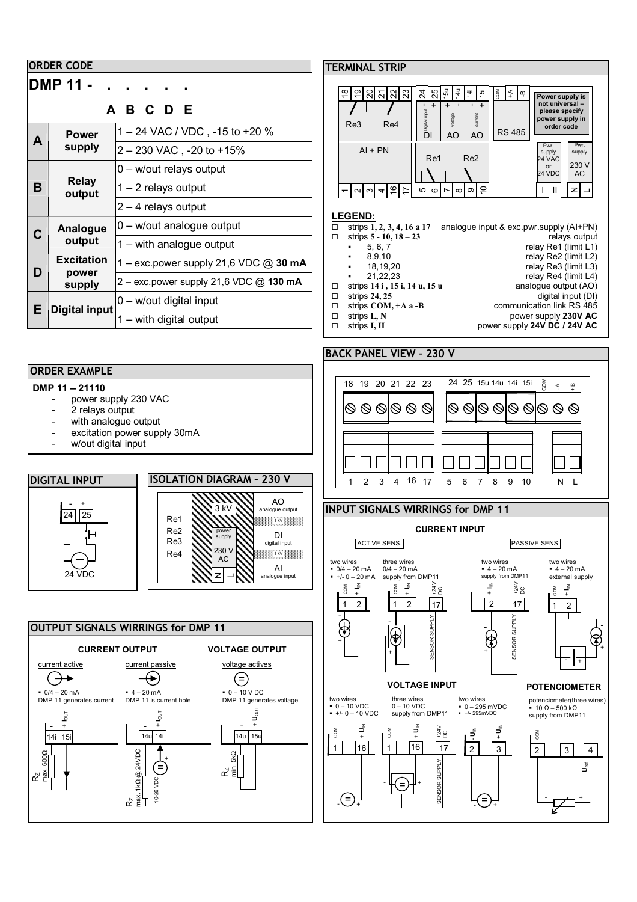## ORDER CODE

**DMP 11 - . . . . .**

**A B C D E**

| | | |
|---|---|---|
| **A** | **Power supply** | 1 – 24 VAC / VDC , -15 to +20 % |
| | | 2 – 230 VAC , -20 to +15% |
| **B** | **Relay output** | 0 – w/out relays output |
| | | 1 – 2 relays output |
| | | 2 – 4 relays output |
| **C** | **Analogue output** | 0 – w/out analogue output |
| | | 1 – with analogue output |
| **D** | **Excitation power supply** | 1 – exc.power supply 21,6 VDC @ **30 mA** |
| | | 2 – exc.power supply 21,6 VDC @ **130 mA** |
| **E** | **Digital input** | 0 – w/out digital input |
| | | 1 – with digital output |

## ORDER EXAMPLE

**DMP 11 – 21110**

- power supply 230 VAC
- 2 relays output
- with analogue output
- excitation power supply 30mA
- w/out digital input

## DIGITAL INPUT

24 25, - +, 24 VDC

## ISOLATION DIAGRAM - 230 V

Re1, Re2, Re3, Re4 — 3 kV — power supply 230 V AC (N L) — AO analogue output — 1 kV — DI digital input — 1 kV — AI analogue input

## OUTPUT SIGNALS WIRRINGS for DMP 11

**CURRENT OUTPUT**

current active
- 0/4 – 20 mA

DMP 11 generates current

14i 15i, $I_{OUT}$, $R_Z$ max. 600Ω

current passive
- 4 – 20 mA

DMP 11 is current hole

14u 14i, $I_{OUT}$, $R_Z$ max. 1kΩ @ 24VDC, 10-26 VDC

**VOLTAGE OUTPUT**

voltage actives
- 0 – 10 V DC

DMP 11 generates voltage

14u 15u, $U_{OUT}$, $R_Z$ min. 5kΩ

## TERMINAL STRIP

18 19 20 21 22 23 — Re3, Re4; 24 25 — Digital input DI; 15u 14u — voltage AO; 14i 15i — current AO; COM +A -B — RS 485

**Power supply is not universal – please specify power supply in order code**

1 2 3 4 16 17 — AI + PN; 5 6 7 8 9 10 — Re1, Re2; I II — Pwr. supply 24 VAC or 24 VDC; N L — Pwr. supply 230 V AC

**LEGEND:**

- strips **1, 2, 3, 4, 16 a 17** — analogue input & exc.pwr.supply (AI+PN)
- strips **5 - 10, 18 – 23** — relays output
  - 5, 6, 7 — relay Re1 (limit L1)
  - 8,9,10 — relay Re2 (limit L2)
  - 18,19,20 — relay Re3 (limit L3)
  - 21,22,23 — relay Re4 (limit L4)
- strips **14 i , 15 i, 14 u, 15 u** — analogue output (AO)
- strips **24, 25** — digital input (DI)
- strips **COM, +A a -B** — communication link RS 485
- strips **L, N** — power supply **230V AC**
- strips **I, II** — power supply **24V DC / 24V AC**

## BACK PANEL VIEW – 230 V

18 19 20 21 22 23 — 24 25 15u 14u 14i 15i COM -A +B

1 2 3 4 16 17 — 5 6 7 8 9 10 — N L

## INPUT SIGNALS WIRRINGS for DMP 11

**CURRENT INPUT**

ACTIVE SENS.

two wires
- 0/4 – 20 mA
- +/- 0 – 20 mA

(COM 1, + $I_{IN}$ 2)

three wires
0/4 – 20 mA
supply from DMP11

(COM 1, + $I_{IN}$ 2, +24V DC 17, SENSOR SUPPLY)

PASSIVE SENS.

two wires
- 4 – 20 mA

supply from DMP11

(+ $I_{IN}$ 2, +24V DC 17, SENSOR SUPPLY)

two wires
- 4 – 20 mA

external supply

(COM 1, + $I_{IN}$ 2)

**VOLTAGE INPUT**

two wires
- 0 – 10 VDC
- +/- 0 – 10 VDC

(COM 1, + $U_{IN}$ 16)

three wires
0 – 10 VDC
supply from DMP11

(COM 1, + $U_{IN}$ 16, +24V DC 17, SENSOR SUPPLY)

two wires
- 0 – 295 mVDC
- +/- 295mVDC

(- $U_{IN}$ 2, + $U_{IN}$ 3)

**POTENCIOMETER**

potenciometer(three wires)
- 10 Ω – 500 kΩ

supply from DMP11

(COM 2, 3, 4, $U_{ref}$)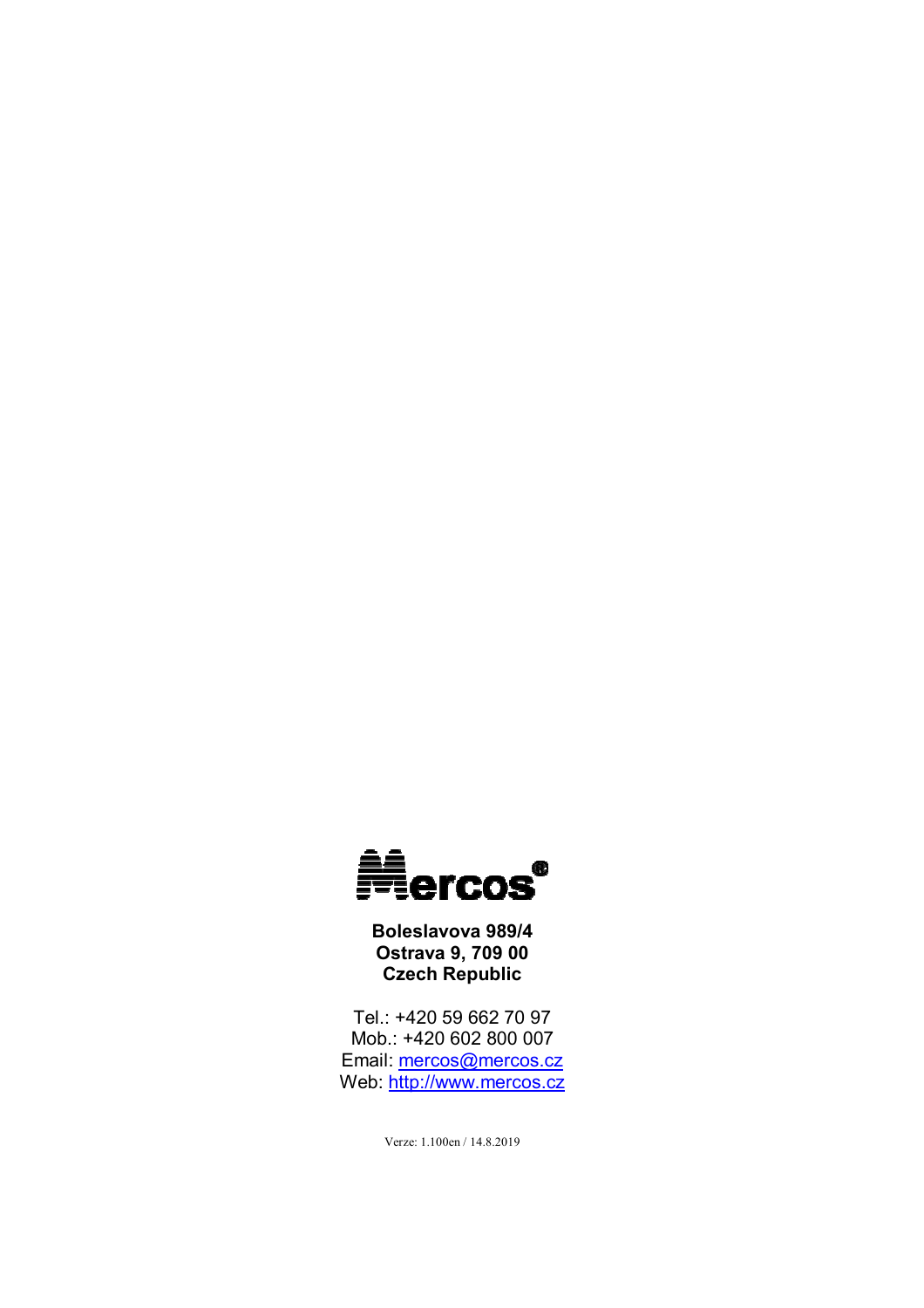**Mercos®**

**Boleslavova 989/4**
**Ostrava 9, 709 00**
**Czech Republic**

Tel.: +420 59 662 70 97
Mob.: +420 602 800 007
Email: mercos@mercos.cz
Web: http://www.mercos.cz

Verze: 1.100en / 14.8.2019